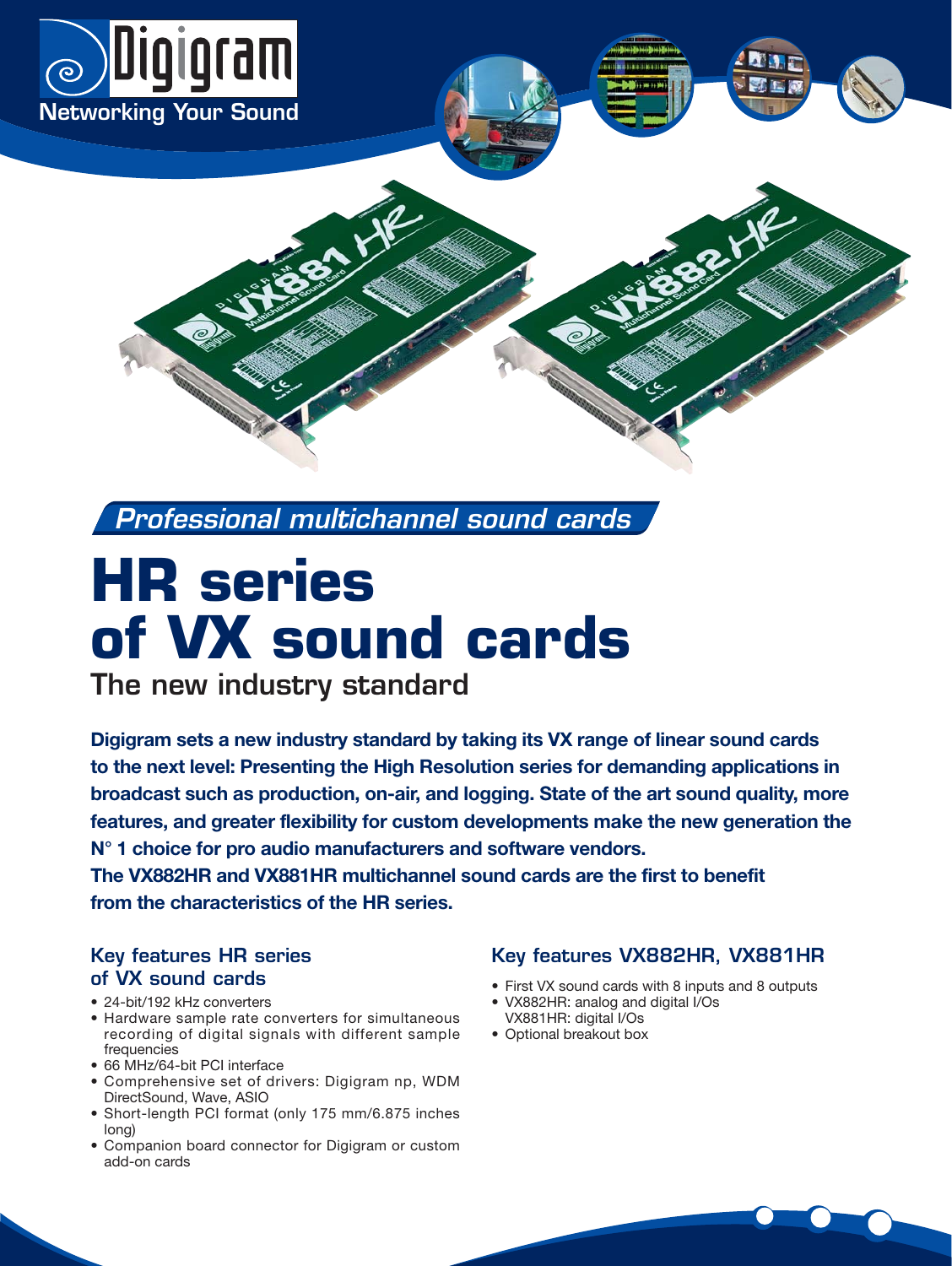Digigram
Networking Your Sound

*Professional multichannel sound cards*

# HR series of VX sound cards

## The new industry standard

**Digigram sets a new industry standard by taking its VX range of linear sound cards to the next level: Presenting the High Resolution series for demanding applications in broadcast such as production, on-air, and logging. State of the art sound quality, more features, and greater flexibility for custom developments make the new generation the N° 1 choice for pro audio manufacturers and software vendors.**
**The VX882HR and VX881HR multichannel sound cards are the first to benefit from the characteristics of the HR series.**

### Key features HR series of VX sound cards

- 24-bit/192 kHz converters
- Hardware sample rate converters for simultaneous recording of digital signals with different sample frequencies
- 66 MHz/64-bit PCI interface
- Comprehensive set of drivers: Digigram np, WDM DirectSound, Wave, ASIO
- Short-length PCI format (only 175 mm/6.875 inches long)
- Companion board connector for Digigram or custom add-on cards

### Key features VX882HR, VX881HR

- First VX sound cards with 8 inputs and 8 outputs
- VX882HR: analog and digital I/Os
  VX881HR: digital I/Os
- Optional breakout box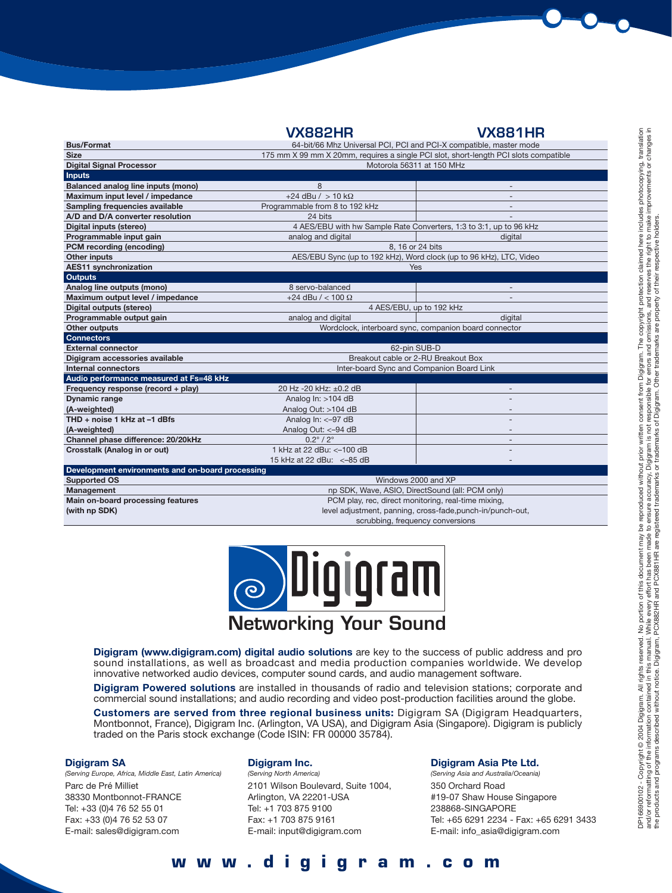| | VX882HR | VX881HR |
|---|---|---|
| **Bus/Format** | 64-bit/66 Mhz Universal PCI, PCI and PCI-X compatible, master mode | |
| **Size** | 175 mm X 99 mm X 20mm, requires a single PCI slot, short-length PCI slots compatible | |
| **Digital Signal Processor** | Motorola 56311 at 150 MHz | |
| **Inputs** | | |
| **Balanced analog line inputs (mono)** | 8 | - |
| **Maximum input level / impedance** | +24 dBu / > 10 kΩ | - |
| **Sampling frequencies available** | Programmable from 8 to 192 kHz | - |
| **A/D and D/A converter resolution** | 24 bits | - |
| **Digital inputs (stereo)** | 4 AES/EBU with hw Sample Rate Converters, 1:3 to 3:1, up to 96 kHz | |
| **Programmable input gain** | analog and digital | digital |
| **PCM recording (encoding)** | 8, 16 or 24 bits | |
| **Other inputs** | AES/EBU Sync (up to 192 kHz), Word clock (up to 96 kHz), LTC, Video | |
| **AES11 synchronization** | Yes | |
| **Outputs** | | |
| **Analog line outputs (mono)** | 8 servo-balanced | - |
| **Maximum output level / impedance** | +24 dBu / < 100 Ω | - |
| **Digital outputs (stereo)** | 4 AES/EBU, up to 192 kHz | |
| **Programmable output gain** | analog and digital | digital |
| **Other outputs** | Wordclock, interboard sync, companion board connector | |
| **Connectors** | | |
| **External connector** | 62-pin SUB-D | |
| **Digigram accessories available** | Breakout cable or 2-RU Breakout Box | |
| **Internal connectors** | Inter-board Sync and Companion Board Link | |
| **Audio performance measured at Fs=48 kHz** | | |
| **Frequency response (record + play)** | 20 Hz -20 kHz: ±0.2 dB | - |
| **Dynamic range (A-weighted)** | Analog In: >104 dB<br>Analog Out: >104 dB | -<br>- |
| **THD + noise 1 kHz at –1 dBfs (A-weighted)** | Analog In: <–97 dB<br>Analog Out: <–94 dB | -<br>- |
| **Channel phase difference: 20/20kHz** | 0.2° / 2° | - |
| **Crosstalk (Analog in or out)** | 1 kHz at 22 dBu: <–100 dB<br>15 kHz at 22 dBu: <–85 dB | -<br>- |
| **Development environments and on-board processing** | | |
| **Supported OS** | Windows 2000 and XP | |
| **Management** | np SDK, Wave, ASIO, DirectSound (all: PCM only) | |
| **Main on-board processing features (with np SDK)** | PCM play, rec, direct monitoring, real-time mixing, level adjustment, panning, cross-fade,punch-in/punch-out, scrubbing, frequency conversions | |

Digigram

Networking Your Sound

**Digigram (www.digigram.com) digital audio solutions** are key to the success of public address and pro sound installations, as well as broadcast and media production companies worldwide. We develop innovative networked audio devices, computer sound cards, and audio management software.

**Digigram Powered solutions** are installed in thousands of radio and television stations; corporate and commercial sound installations; and audio recording and video post-production facilities around the globe.

**Customers are served from three regional business units:** Digigram SA (Digigram Headquarters, Montbonnot, France), Digigram Inc. (Arlington, VA USA), and Digigram Asia (Singapore). Digigram is publicly traded on the Paris stock exchange (Code ISIN: FR 00000 35784).

**Digigram SA**
*(Serving Europe, Africa, Middle East, Latin America)*
Parc de Pré Milliet
38330 Montbonnot-FRANCE
Tel: +33 (0)4 76 52 55 01
Fax: +33 (0)4 76 52 53 07
E-mail: sales@digigram.com

**Digigram Inc.**
*(Serving North America)*
2101 Wilson Boulevard, Suite 1004,
Arlington, VA 22201-USA
Tel: +1 703 875 9100
Fax: +1 703 875 9161
E-mail: input@digigram.com

**Digigram Asia Pte Ltd.**
*(Serving Asia and Australia/Oceania)*
350 Orchard Road
#19-07 Shaw House Singapore
238868-SINGAPORE
Tel: +65 6291 2234 - Fax: +65 6291 3433
E-mail: info_asia@digigram.com

**www.digigram.com**

DP16690102 - Copyright © 2004 Digigram. All rights reserved. No portion of this document may be reproduced without prior written consent from Digigram. The copyright protection claimed here includes photocopying, translation and/or reformatting of the information contained in this manual. While every effort has been made to ensure accuracy, Digigram is not responsible for errors and omissions, and reserves the right to make improvements or changes in the products and programs described without notice. Digigram, PCX882HR and PCX881HR are registered trademarks or trademarks of Digigram. Other trademarks are property of their respective holders.